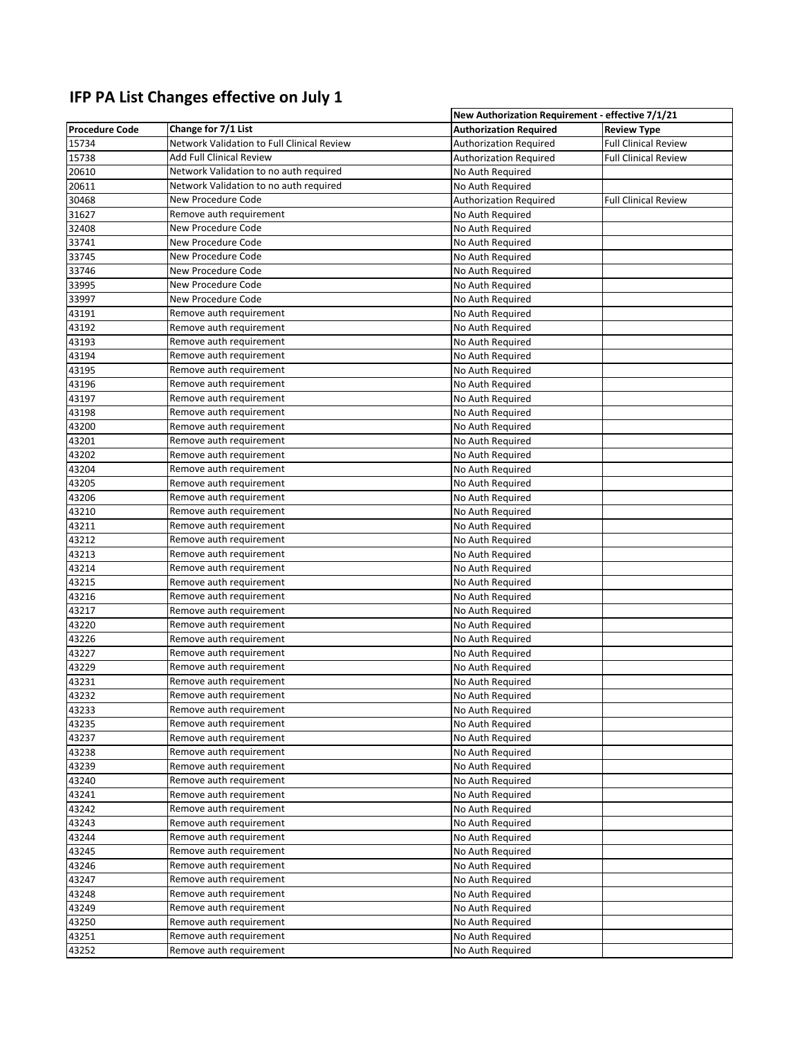# IFP PA List Changes effective on July 1

| | | New Authorization Requirement - effective 7/1/21 | |
|---|---|---|---|
| **Procedure Code** | **Change for 7/1 List** | **Authorization Required** | **Review Type** |
| 15734 | Network Validation to Full Clinical Review | Authorization Required | Full Clinical Review |
| 15738 | Add Full Clinical Review | Authorization Required | Full Clinical Review |
| 20610 | Network Validation to no auth required | No Auth Required | |
| 20611 | Network Validation to no auth required | No Auth Required | |
| 30468 | New Procedure Code | Authorization Required | Full Clinical Review |
| 31627 | Remove auth requirement | No Auth Required | |
| 32408 | New Procedure Code | No Auth Required | |
| 33741 | New Procedure Code | No Auth Required | |
| 33745 | New Procedure Code | No Auth Required | |
| 33746 | New Procedure Code | No Auth Required | |
| 33995 | New Procedure Code | No Auth Required | |
| 33997 | New Procedure Code | No Auth Required | |
| 43191 | Remove auth requirement | No Auth Required | |
| 43192 | Remove auth requirement | No Auth Required | |
| 43193 | Remove auth requirement | No Auth Required | |
| 43194 | Remove auth requirement | No Auth Required | |
| 43195 | Remove auth requirement | No Auth Required | |
| 43196 | Remove auth requirement | No Auth Required | |
| 43197 | Remove auth requirement | No Auth Required | |
| 43198 | Remove auth requirement | No Auth Required | |
| 43200 | Remove auth requirement | No Auth Required | |
| 43201 | Remove auth requirement | No Auth Required | |
| 43202 | Remove auth requirement | No Auth Required | |
| 43204 | Remove auth requirement | No Auth Required | |
| 43205 | Remove auth requirement | No Auth Required | |
| 43206 | Remove auth requirement | No Auth Required | |
| 43210 | Remove auth requirement | No Auth Required | |
| 43211 | Remove auth requirement | No Auth Required | |
| 43212 | Remove auth requirement | No Auth Required | |
| 43213 | Remove auth requirement | No Auth Required | |
| 43214 | Remove auth requirement | No Auth Required | |
| 43215 | Remove auth requirement | No Auth Required | |
| 43216 | Remove auth requirement | No Auth Required | |
| 43217 | Remove auth requirement | No Auth Required | |
| 43220 | Remove auth requirement | No Auth Required | |
| 43226 | Remove auth requirement | No Auth Required | |
| 43227 | Remove auth requirement | No Auth Required | |
| 43229 | Remove auth requirement | No Auth Required | |
| 43231 | Remove auth requirement | No Auth Required | |
| 43232 | Remove auth requirement | No Auth Required | |
| 43233 | Remove auth requirement | No Auth Required | |
| 43235 | Remove auth requirement | No Auth Required | |
| 43237 | Remove auth requirement | No Auth Required | |
| 43238 | Remove auth requirement | No Auth Required | |
| 43239 | Remove auth requirement | No Auth Required | |
| 43240 | Remove auth requirement | No Auth Required | |
| 43241 | Remove auth requirement | No Auth Required | |
| 43242 | Remove auth requirement | No Auth Required | |
| 43243 | Remove auth requirement | No Auth Required | |
| 43244 | Remove auth requirement | No Auth Required | |
| 43245 | Remove auth requirement | No Auth Required | |
| 43246 | Remove auth requirement | No Auth Required | |
| 43247 | Remove auth requirement | No Auth Required | |
| 43248 | Remove auth requirement | No Auth Required | |
| 43249 | Remove auth requirement | No Auth Required | |
| 43250 | Remove auth requirement | No Auth Required | |
| 43251 | Remove auth requirement | No Auth Required | |
| 43252 | Remove auth requirement | No Auth Required | |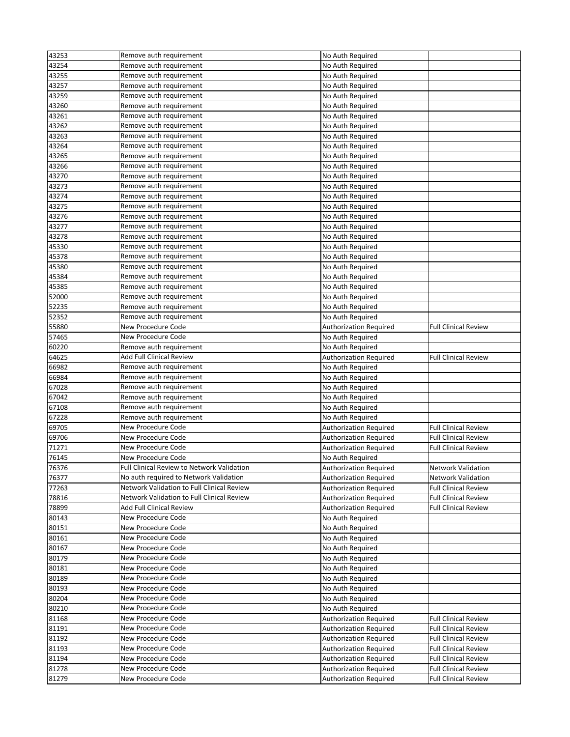| 43253 | Remove auth requirement | No Auth Required | |
|---|---|---|---|
| 43254 | Remove auth requirement | No Auth Required | |
| 43255 | Remove auth requirement | No Auth Required | |
| 43257 | Remove auth requirement | No Auth Required | |
| 43259 | Remove auth requirement | No Auth Required | |
| 43260 | Remove auth requirement | No Auth Required | |
| 43261 | Remove auth requirement | No Auth Required | |
| 43262 | Remove auth requirement | No Auth Required | |
| 43263 | Remove auth requirement | No Auth Required | |
| 43264 | Remove auth requirement | No Auth Required | |
| 43265 | Remove auth requirement | No Auth Required | |
| 43266 | Remove auth requirement | No Auth Required | |
| 43270 | Remove auth requirement | No Auth Required | |
| 43273 | Remove auth requirement | No Auth Required | |
| 43274 | Remove auth requirement | No Auth Required | |
| 43275 | Remove auth requirement | No Auth Required | |
| 43276 | Remove auth requirement | No Auth Required | |
| 43277 | Remove auth requirement | No Auth Required | |
| 43278 | Remove auth requirement | No Auth Required | |
| 45330 | Remove auth requirement | No Auth Required | |
| 45378 | Remove auth requirement | No Auth Required | |
| 45380 | Remove auth requirement | No Auth Required | |
| 45384 | Remove auth requirement | No Auth Required | |
| 45385 | Remove auth requirement | No Auth Required | |
| 52000 | Remove auth requirement | No Auth Required | |
| 52235 | Remove auth requirement | No Auth Required | |
| 52352 | Remove auth requirement | No Auth Required | |
| 55880 | New Procedure Code | Authorization Required | Full Clinical Review |
| 57465 | New Procedure Code | No Auth Required | |
| 60220 | Remove auth requirement | No Auth Required | |
| 64625 | Add Full Clinical Review | Authorization Required | Full Clinical Review |
| 66982 | Remove auth requirement | No Auth Required | |
| 66984 | Remove auth requirement | No Auth Required | |
| 67028 | Remove auth requirement | No Auth Required | |
| 67042 | Remove auth requirement | No Auth Required | |
| 67108 | Remove auth requirement | No Auth Required | |
| 67228 | Remove auth requirement | No Auth Required | |
| 69705 | New Procedure Code | Authorization Required | Full Clinical Review |
| 69706 | New Procedure Code | Authorization Required | Full Clinical Review |
| 71271 | New Procedure Code | Authorization Required | Full Clinical Review |
| 76145 | New Procedure Code | No Auth Required | |
| 76376 | Full Clinical Review to Network Validation | Authorization Required | Network Validation |
| 76377 | No auth required to Network Validation | Authorization Required | Network Validation |
| 77263 | Network Validation to Full Clinical Review | Authorization Required | Full Clinical Review |
| 78816 | Network Validation to Full Clinical Review | Authorization Required | Full Clinical Review |
| 78899 | Add Full Clinical Review | Authorization Required | Full Clinical Review |
| 80143 | New Procedure Code | No Auth Required | |
| 80151 | New Procedure Code | No Auth Required | |
| 80161 | New Procedure Code | No Auth Required | |
| 80167 | New Procedure Code | No Auth Required | |
| 80179 | New Procedure Code | No Auth Required | |
| 80181 | New Procedure Code | No Auth Required | |
| 80189 | New Procedure Code | No Auth Required | |
| 80193 | New Procedure Code | No Auth Required | |
| 80204 | New Procedure Code | No Auth Required | |
| 80210 | New Procedure Code | No Auth Required | |
| 81168 | New Procedure Code | Authorization Required | Full Clinical Review |
| 81191 | New Procedure Code | Authorization Required | Full Clinical Review |
| 81192 | New Procedure Code | Authorization Required | Full Clinical Review |
| 81193 | New Procedure Code | Authorization Required | Full Clinical Review |
| 81194 | New Procedure Code | Authorization Required | Full Clinical Review |
| 81278 | New Procedure Code | Authorization Required | Full Clinical Review |
| 81279 | New Procedure Code | Authorization Required | Full Clinical Review |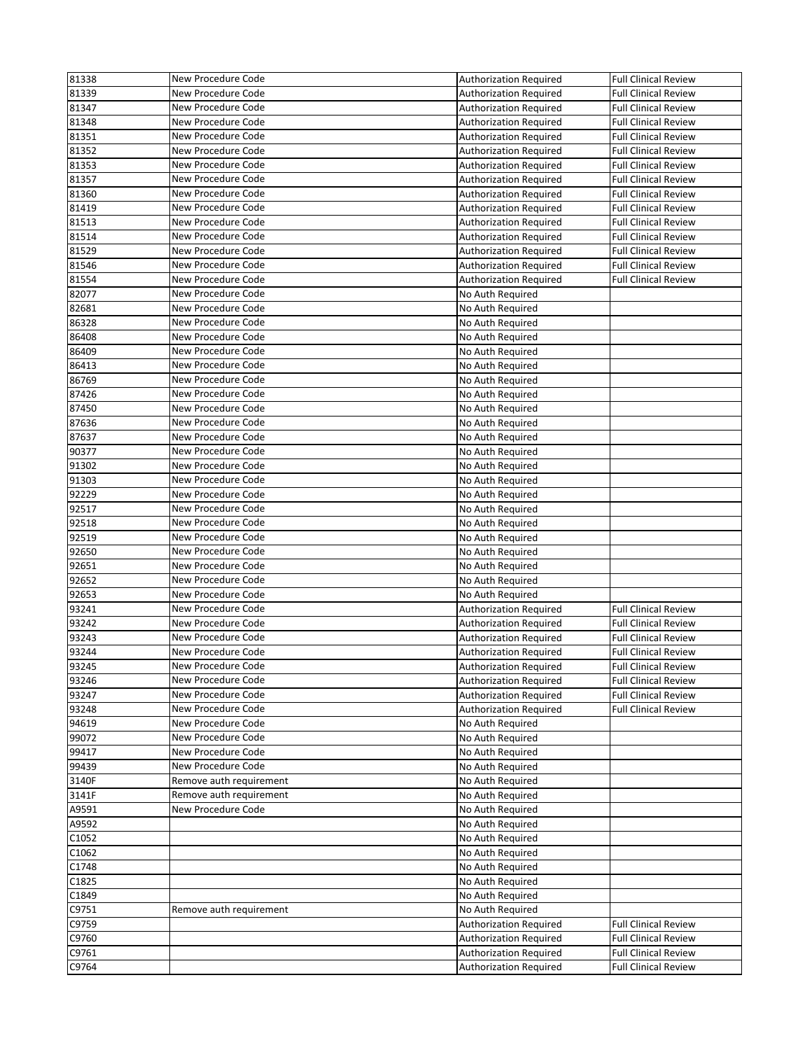| | | | |
|---|---|---|---|
| 81338 | New Procedure Code | Authorization Required | Full Clinical Review |
| 81339 | New Procedure Code | Authorization Required | Full Clinical Review |
| 81347 | New Procedure Code | Authorization Required | Full Clinical Review |
| 81348 | New Procedure Code | Authorization Required | Full Clinical Review |
| 81351 | New Procedure Code | Authorization Required | Full Clinical Review |
| 81352 | New Procedure Code | Authorization Required | Full Clinical Review |
| 81353 | New Procedure Code | Authorization Required | Full Clinical Review |
| 81357 | New Procedure Code | Authorization Required | Full Clinical Review |
| 81360 | New Procedure Code | Authorization Required | Full Clinical Review |
| 81419 | New Procedure Code | Authorization Required | Full Clinical Review |
| 81513 | New Procedure Code | Authorization Required | Full Clinical Review |
| 81514 | New Procedure Code | Authorization Required | Full Clinical Review |
| 81529 | New Procedure Code | Authorization Required | Full Clinical Review |
| 81546 | New Procedure Code | Authorization Required | Full Clinical Review |
| 81554 | New Procedure Code | Authorization Required | Full Clinical Review |
| 82077 | New Procedure Code | No Auth Required | |
| 82681 | New Procedure Code | No Auth Required | |
| 86328 | New Procedure Code | No Auth Required | |
| 86408 | New Procedure Code | No Auth Required | |
| 86409 | New Procedure Code | No Auth Required | |
| 86413 | New Procedure Code | No Auth Required | |
| 86769 | New Procedure Code | No Auth Required | |
| 87426 | New Procedure Code | No Auth Required | |
| 87450 | New Procedure Code | No Auth Required | |
| 87636 | New Procedure Code | No Auth Required | |
| 87637 | New Procedure Code | No Auth Required | |
| 90377 | New Procedure Code | No Auth Required | |
| 91302 | New Procedure Code | No Auth Required | |
| 91303 | New Procedure Code | No Auth Required | |
| 92229 | New Procedure Code | No Auth Required | |
| 92517 | New Procedure Code | No Auth Required | |
| 92518 | New Procedure Code | No Auth Required | |
| 92519 | New Procedure Code | No Auth Required | |
| 92650 | New Procedure Code | No Auth Required | |
| 92651 | New Procedure Code | No Auth Required | |
| 92652 | New Procedure Code | No Auth Required | |
| 92653 | New Procedure Code | No Auth Required | |
| 93241 | New Procedure Code | Authorization Required | Full Clinical Review |
| 93242 | New Procedure Code | Authorization Required | Full Clinical Review |
| 93243 | New Procedure Code | Authorization Required | Full Clinical Review |
| 93244 | New Procedure Code | Authorization Required | Full Clinical Review |
| 93245 | New Procedure Code | Authorization Required | Full Clinical Review |
| 93246 | New Procedure Code | Authorization Required | Full Clinical Review |
| 93247 | New Procedure Code | Authorization Required | Full Clinical Review |
| 93248 | New Procedure Code | Authorization Required | Full Clinical Review |
| 94619 | New Procedure Code | No Auth Required | |
| 99072 | New Procedure Code | No Auth Required | |
| 99417 | New Procedure Code | No Auth Required | |
| 99439 | New Procedure Code | No Auth Required | |
| 3140F | Remove auth requirement | No Auth Required | |
| 3141F | Remove auth requirement | No Auth Required | |
| A9591 | New Procedure Code | No Auth Required | |
| A9592 | | No Auth Required | |
| C1052 | | No Auth Required | |
| C1062 | | No Auth Required | |
| C1748 | | No Auth Required | |
| C1825 | | No Auth Required | |
| C1849 | | No Auth Required | |
| C9751 | Remove auth requirement | No Auth Required | |
| C9759 | | Authorization Required | Full Clinical Review |
| C9760 | | Authorization Required | Full Clinical Review |
| C9761 | | Authorization Required | Full Clinical Review |
| C9764 | | Authorization Required | Full Clinical Review |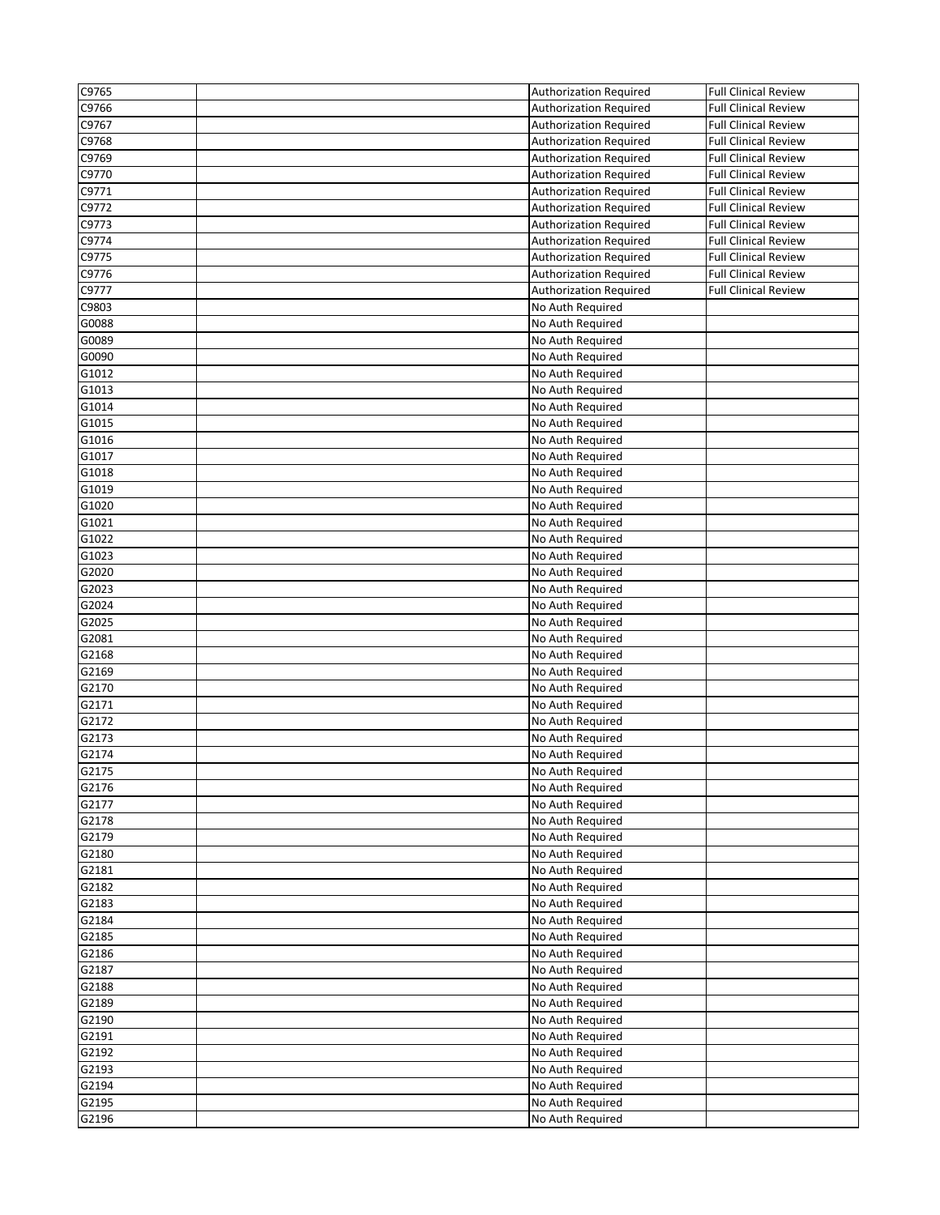| | | | |
|---|---|---|---|
| C9765 | | Authorization Required | Full Clinical Review |
| C9766 | | Authorization Required | Full Clinical Review |
| C9767 | | Authorization Required | Full Clinical Review |
| C9768 | | Authorization Required | Full Clinical Review |
| C9769 | | Authorization Required | Full Clinical Review |
| C9770 | | Authorization Required | Full Clinical Review |
| C9771 | | Authorization Required | Full Clinical Review |
| C9772 | | Authorization Required | Full Clinical Review |
| C9773 | | Authorization Required | Full Clinical Review |
| C9774 | | Authorization Required | Full Clinical Review |
| C9775 | | Authorization Required | Full Clinical Review |
| C9776 | | Authorization Required | Full Clinical Review |
| C9777 | | Authorization Required | Full Clinical Review |
| C9803 | | No Auth Required | |
| G0088 | | No Auth Required | |
| G0089 | | No Auth Required | |
| G0090 | | No Auth Required | |
| G1012 | | No Auth Required | |
| G1013 | | No Auth Required | |
| G1014 | | No Auth Required | |
| G1015 | | No Auth Required | |
| G1016 | | No Auth Required | |
| G1017 | | No Auth Required | |
| G1018 | | No Auth Required | |
| G1019 | | No Auth Required | |
| G1020 | | No Auth Required | |
| G1021 | | No Auth Required | |
| G1022 | | No Auth Required | |
| G1023 | | No Auth Required | |
| G2020 | | No Auth Required | |
| G2023 | | No Auth Required | |
| G2024 | | No Auth Required | |
| G2025 | | No Auth Required | |
| G2081 | | No Auth Required | |
| G2168 | | No Auth Required | |
| G2169 | | No Auth Required | |
| G2170 | | No Auth Required | |
| G2171 | | No Auth Required | |
| G2172 | | No Auth Required | |
| G2173 | | No Auth Required | |
| G2174 | | No Auth Required | |
| G2175 | | No Auth Required | |
| G2176 | | No Auth Required | |
| G2177 | | No Auth Required | |
| G2178 | | No Auth Required | |
| G2179 | | No Auth Required | |
| G2180 | | No Auth Required | |
| G2181 | | No Auth Required | |
| G2182 | | No Auth Required | |
| G2183 | | No Auth Required | |
| G2184 | | No Auth Required | |
| G2185 | | No Auth Required | |
| G2186 | | No Auth Required | |
| G2187 | | No Auth Required | |
| G2188 | | No Auth Required | |
| G2189 | | No Auth Required | |
| G2190 | | No Auth Required | |
| G2191 | | No Auth Required | |
| G2192 | | No Auth Required | |
| G2193 | | No Auth Required | |
| G2194 | | No Auth Required | |
| G2195 | | No Auth Required | |
| G2196 | | No Auth Required | |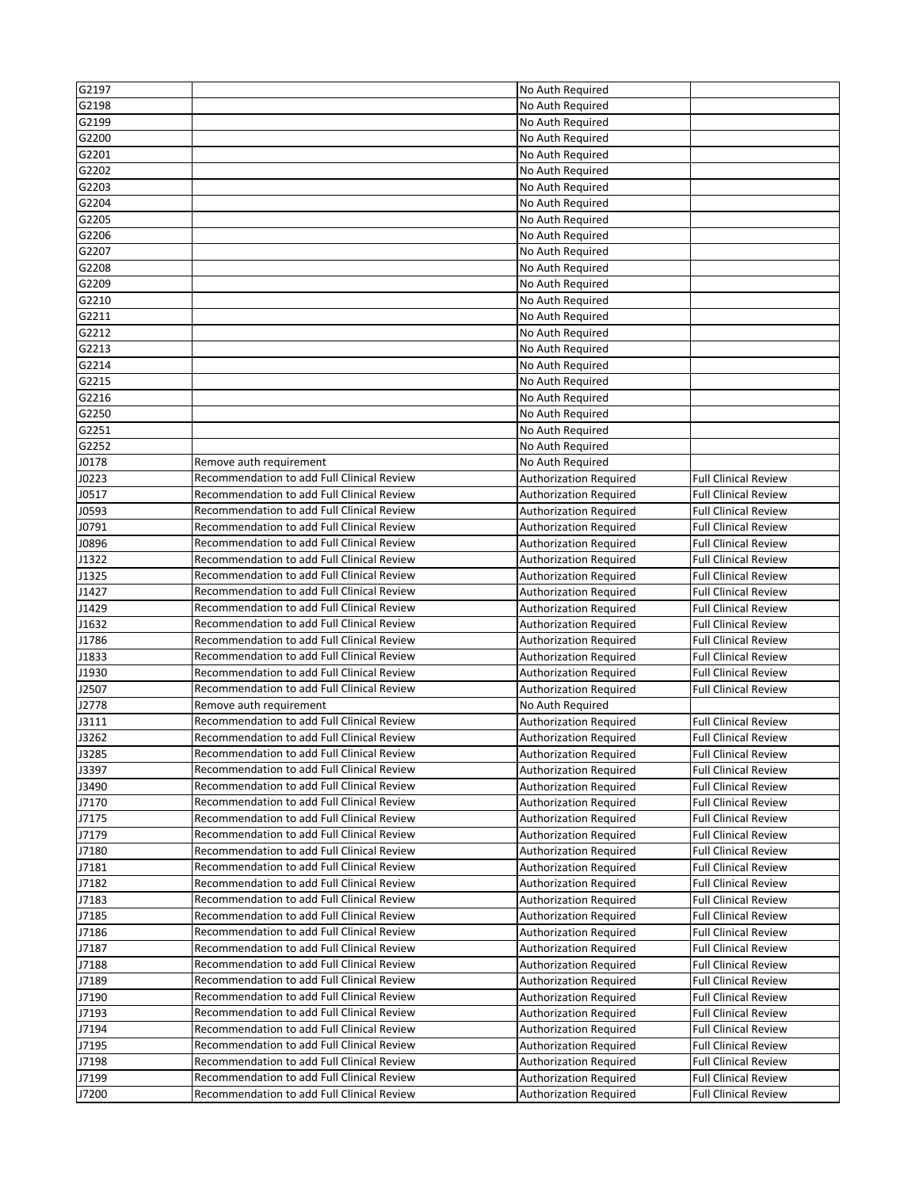| | | | |
|---|---|---|---|
| G2197 | | No Auth Required | |
| G2198 | | No Auth Required | |
| G2199 | | No Auth Required | |
| G2200 | | No Auth Required | |
| G2201 | | No Auth Required | |
| G2202 | | No Auth Required | |
| G2203 | | No Auth Required | |
| G2204 | | No Auth Required | |
| G2205 | | No Auth Required | |
| G2206 | | No Auth Required | |
| G2207 | | No Auth Required | |
| G2208 | | No Auth Required | |
| G2209 | | No Auth Required | |
| G2210 | | No Auth Required | |
| G2211 | | No Auth Required | |
| G2212 | | No Auth Required | |
| G2213 | | No Auth Required | |
| G2214 | | No Auth Required | |
| G2215 | | No Auth Required | |
| G2216 | | No Auth Required | |
| G2250 | | No Auth Required | |
| G2251 | | No Auth Required | |
| G2252 | | No Auth Required | |
| J0178 | Remove auth requirement | No Auth Required | |
| J0223 | Recommendation to add Full Clinical Review | Authorization Required | Full Clinical Review |
| J0517 | Recommendation to add Full Clinical Review | Authorization Required | Full Clinical Review |
| J0593 | Recommendation to add Full Clinical Review | Authorization Required | Full Clinical Review |
| J0791 | Recommendation to add Full Clinical Review | Authorization Required | Full Clinical Review |
| J0896 | Recommendation to add Full Clinical Review | Authorization Required | Full Clinical Review |
| J1322 | Recommendation to add Full Clinical Review | Authorization Required | Full Clinical Review |
| J1325 | Recommendation to add Full Clinical Review | Authorization Required | Full Clinical Review |
| J1427 | Recommendation to add Full Clinical Review | Authorization Required | Full Clinical Review |
| J1429 | Recommendation to add Full Clinical Review | Authorization Required | Full Clinical Review |
| J1632 | Recommendation to add Full Clinical Review | Authorization Required | Full Clinical Review |
| J1786 | Recommendation to add Full Clinical Review | Authorization Required | Full Clinical Review |
| J1833 | Recommendation to add Full Clinical Review | Authorization Required | Full Clinical Review |
| J1930 | Recommendation to add Full Clinical Review | Authorization Required | Full Clinical Review |
| J2507 | Recommendation to add Full Clinical Review | Authorization Required | Full Clinical Review |
| J2778 | Remove auth requirement | No Auth Required | |
| J3111 | Recommendation to add Full Clinical Review | Authorization Required | Full Clinical Review |
| J3262 | Recommendation to add Full Clinical Review | Authorization Required | Full Clinical Review |
| J3285 | Recommendation to add Full Clinical Review | Authorization Required | Full Clinical Review |
| J3397 | Recommendation to add Full Clinical Review | Authorization Required | Full Clinical Review |
| J3490 | Recommendation to add Full Clinical Review | Authorization Required | Full Clinical Review |
| J7170 | Recommendation to add Full Clinical Review | Authorization Required | Full Clinical Review |
| J7175 | Recommendation to add Full Clinical Review | Authorization Required | Full Clinical Review |
| J7179 | Recommendation to add Full Clinical Review | Authorization Required | Full Clinical Review |
| J7180 | Recommendation to add Full Clinical Review | Authorization Required | Full Clinical Review |
| J7181 | Recommendation to add Full Clinical Review | Authorization Required | Full Clinical Review |
| J7182 | Recommendation to add Full Clinical Review | Authorization Required | Full Clinical Review |
| J7183 | Recommendation to add Full Clinical Review | Authorization Required | Full Clinical Review |
| J7185 | Recommendation to add Full Clinical Review | Authorization Required | Full Clinical Review |
| J7186 | Recommendation to add Full Clinical Review | Authorization Required | Full Clinical Review |
| J7187 | Recommendation to add Full Clinical Review | Authorization Required | Full Clinical Review |
| J7188 | Recommendation to add Full Clinical Review | Authorization Required | Full Clinical Review |
| J7189 | Recommendation to add Full Clinical Review | Authorization Required | Full Clinical Review |
| J7190 | Recommendation to add Full Clinical Review | Authorization Required | Full Clinical Review |
| J7193 | Recommendation to add Full Clinical Review | Authorization Required | Full Clinical Review |
| J7194 | Recommendation to add Full Clinical Review | Authorization Required | Full Clinical Review |
| J7195 | Recommendation to add Full Clinical Review | Authorization Required | Full Clinical Review |
| J7198 | Recommendation to add Full Clinical Review | Authorization Required | Full Clinical Review |
| J7199 | Recommendation to add Full Clinical Review | Authorization Required | Full Clinical Review |
| J7200 | Recommendation to add Full Clinical Review | Authorization Required | Full Clinical Review |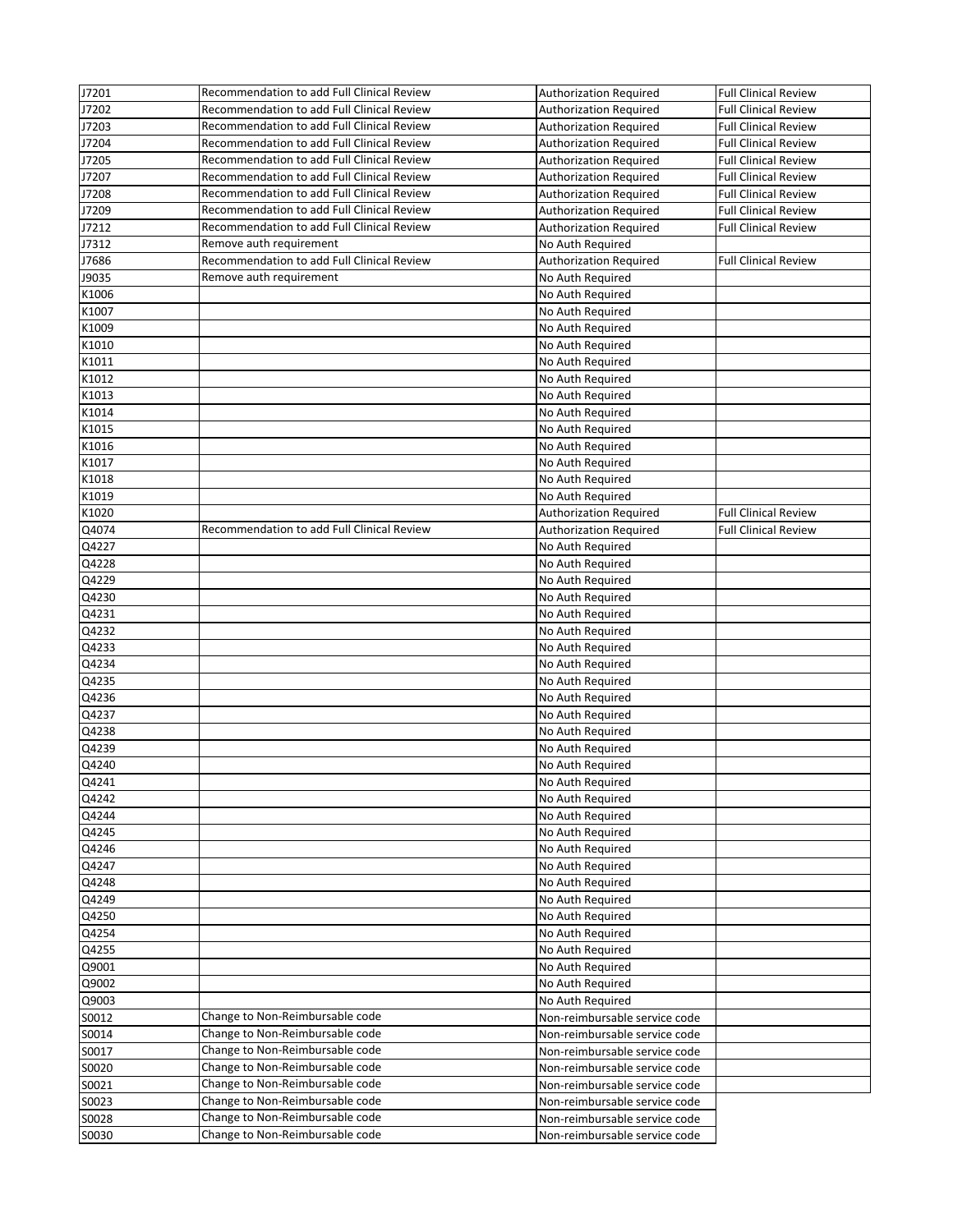| | | | |
|---|---|---|---|
| J7201 | Recommendation to add Full Clinical Review | Authorization Required | Full Clinical Review |
| J7202 | Recommendation to add Full Clinical Review | Authorization Required | Full Clinical Review |
| J7203 | Recommendation to add Full Clinical Review | Authorization Required | Full Clinical Review |
| J7204 | Recommendation to add Full Clinical Review | Authorization Required | Full Clinical Review |
| J7205 | Recommendation to add Full Clinical Review | Authorization Required | Full Clinical Review |
| J7207 | Recommendation to add Full Clinical Review | Authorization Required | Full Clinical Review |
| J7208 | Recommendation to add Full Clinical Review | Authorization Required | Full Clinical Review |
| J7209 | Recommendation to add Full Clinical Review | Authorization Required | Full Clinical Review |
| J7212 | Recommendation to add Full Clinical Review | Authorization Required | Full Clinical Review |
| J7312 | Remove auth requirement | No Auth Required | |
| J7686 | Recommendation to add Full Clinical Review | Authorization Required | Full Clinical Review |
| J9035 | Remove auth requirement | No Auth Required | |
| K1006 | | No Auth Required | |
| K1007 | | No Auth Required | |
| K1009 | | No Auth Required | |
| K1010 | | No Auth Required | |
| K1011 | | No Auth Required | |
| K1012 | | No Auth Required | |
| K1013 | | No Auth Required | |
| K1014 | | No Auth Required | |
| K1015 | | No Auth Required | |
| K1016 | | No Auth Required | |
| K1017 | | No Auth Required | |
| K1018 | | No Auth Required | |
| K1019 | | No Auth Required | |
| K1020 | | Authorization Required | Full Clinical Review |
| Q4074 | Recommendation to add Full Clinical Review | Authorization Required | Full Clinical Review |
| Q4227 | | No Auth Required | |
| Q4228 | | No Auth Required | |
| Q4229 | | No Auth Required | |
| Q4230 | | No Auth Required | |
| Q4231 | | No Auth Required | |
| Q4232 | | No Auth Required | |
| Q4233 | | No Auth Required | |
| Q4234 | | No Auth Required | |
| Q4235 | | No Auth Required | |
| Q4236 | | No Auth Required | |
| Q4237 | | No Auth Required | |
| Q4238 | | No Auth Required | |
| Q4239 | | No Auth Required | |
| Q4240 | | No Auth Required | |
| Q4241 | | No Auth Required | |
| Q4242 | | No Auth Required | |
| Q4244 | | No Auth Required | |
| Q4245 | | No Auth Required | |
| Q4246 | | No Auth Required | |
| Q4247 | | No Auth Required | |
| Q4248 | | No Auth Required | |
| Q4249 | | No Auth Required | |
| Q4250 | | No Auth Required | |
| Q4254 | | No Auth Required | |
| Q4255 | | No Auth Required | |
| Q9001 | | No Auth Required | |
| Q9002 | | No Auth Required | |
| Q9003 | | No Auth Required | |
| S0012 | Change to Non-Reimbursable code | Non-reimbursable service code | |
| S0014 | Change to Non-Reimbursable code | Non-reimbursable service code | |
| S0017 | Change to Non-Reimbursable code | Non-reimbursable service code | |
| S0020 | Change to Non-Reimbursable code | Non-reimbursable service code | |
| S0021 | Change to Non-Reimbursable code | Non-reimbursable service code | |
| S0023 | Change to Non-Reimbursable code | Non-reimbursable service code | |
| S0028 | Change to Non-Reimbursable code | Non-reimbursable service code | |
| S0030 | Change to Non-Reimbursable code | Non-reimbursable service code | |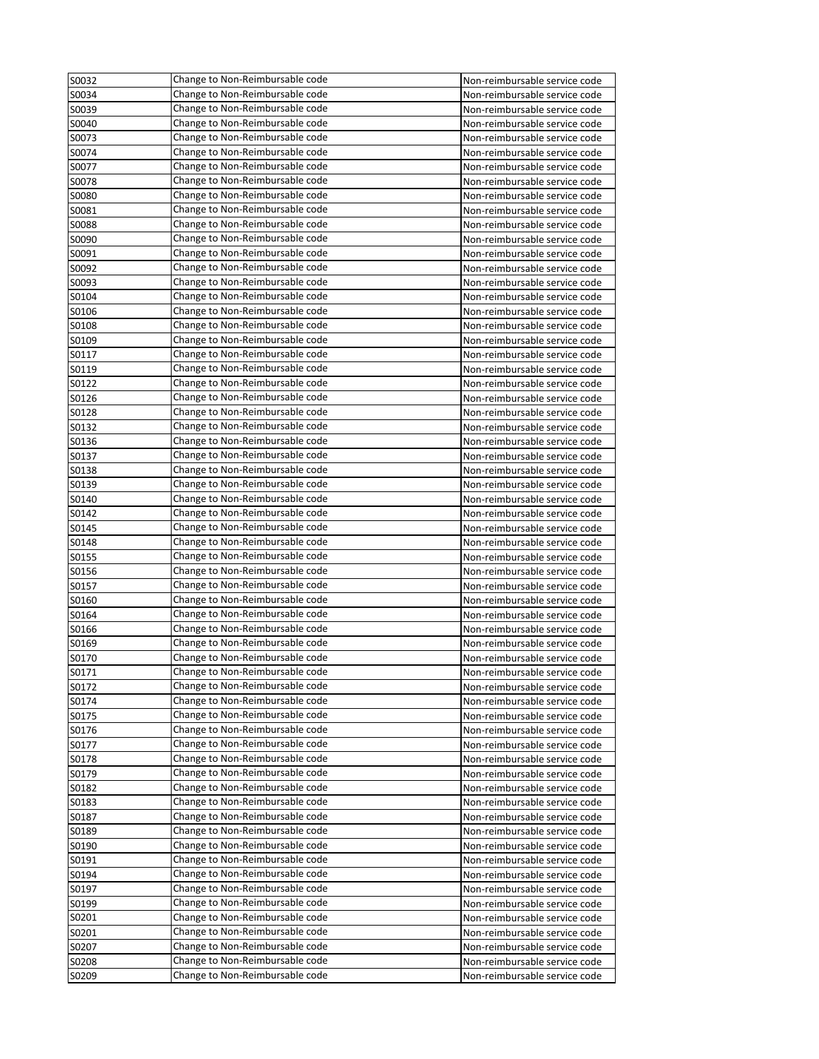| S0032 | Change to Non-Reimbursable code | Non-reimbursable service code |
|---|---|---|
| S0034 | Change to Non-Reimbursable code | Non-reimbursable service code |
| S0039 | Change to Non-Reimbursable code | Non-reimbursable service code |
| S0040 | Change to Non-Reimbursable code | Non-reimbursable service code |
| S0073 | Change to Non-Reimbursable code | Non-reimbursable service code |
| S0074 | Change to Non-Reimbursable code | Non-reimbursable service code |
| S0077 | Change to Non-Reimbursable code | Non-reimbursable service code |
| S0078 | Change to Non-Reimbursable code | Non-reimbursable service code |
| S0080 | Change to Non-Reimbursable code | Non-reimbursable service code |
| S0081 | Change to Non-Reimbursable code | Non-reimbursable service code |
| S0088 | Change to Non-Reimbursable code | Non-reimbursable service code |
| S0090 | Change to Non-Reimbursable code | Non-reimbursable service code |
| S0091 | Change to Non-Reimbursable code | Non-reimbursable service code |
| S0092 | Change to Non-Reimbursable code | Non-reimbursable service code |
| S0093 | Change to Non-Reimbursable code | Non-reimbursable service code |
| S0104 | Change to Non-Reimbursable code | Non-reimbursable service code |
| S0106 | Change to Non-Reimbursable code | Non-reimbursable service code |
| S0108 | Change to Non-Reimbursable code | Non-reimbursable service code |
| S0109 | Change to Non-Reimbursable code | Non-reimbursable service code |
| S0117 | Change to Non-Reimbursable code | Non-reimbursable service code |
| S0119 | Change to Non-Reimbursable code | Non-reimbursable service code |
| S0122 | Change to Non-Reimbursable code | Non-reimbursable service code |
| S0126 | Change to Non-Reimbursable code | Non-reimbursable service code |
| S0128 | Change to Non-Reimbursable code | Non-reimbursable service code |
| S0132 | Change to Non-Reimbursable code | Non-reimbursable service code |
| S0136 | Change to Non-Reimbursable code | Non-reimbursable service code |
| S0137 | Change to Non-Reimbursable code | Non-reimbursable service code |
| S0138 | Change to Non-Reimbursable code | Non-reimbursable service code |
| S0139 | Change to Non-Reimbursable code | Non-reimbursable service code |
| S0140 | Change to Non-Reimbursable code | Non-reimbursable service code |
| S0142 | Change to Non-Reimbursable code | Non-reimbursable service code |
| S0145 | Change to Non-Reimbursable code | Non-reimbursable service code |
| S0148 | Change to Non-Reimbursable code | Non-reimbursable service code |
| S0155 | Change to Non-Reimbursable code | Non-reimbursable service code |
| S0156 | Change to Non-Reimbursable code | Non-reimbursable service code |
| S0157 | Change to Non-Reimbursable code | Non-reimbursable service code |
| S0160 | Change to Non-Reimbursable code | Non-reimbursable service code |
| S0164 | Change to Non-Reimbursable code | Non-reimbursable service code |
| S0166 | Change to Non-Reimbursable code | Non-reimbursable service code |
| S0169 | Change to Non-Reimbursable code | Non-reimbursable service code |
| S0170 | Change to Non-Reimbursable code | Non-reimbursable service code |
| S0171 | Change to Non-Reimbursable code | Non-reimbursable service code |
| S0172 | Change to Non-Reimbursable code | Non-reimbursable service code |
| S0174 | Change to Non-Reimbursable code | Non-reimbursable service code |
| S0175 | Change to Non-Reimbursable code | Non-reimbursable service code |
| S0176 | Change to Non-Reimbursable code | Non-reimbursable service code |
| S0177 | Change to Non-Reimbursable code | Non-reimbursable service code |
| S0178 | Change to Non-Reimbursable code | Non-reimbursable service code |
| S0179 | Change to Non-Reimbursable code | Non-reimbursable service code |
| S0182 | Change to Non-Reimbursable code | Non-reimbursable service code |
| S0183 | Change to Non-Reimbursable code | Non-reimbursable service code |
| S0187 | Change to Non-Reimbursable code | Non-reimbursable service code |
| S0189 | Change to Non-Reimbursable code | Non-reimbursable service code |
| S0190 | Change to Non-Reimbursable code | Non-reimbursable service code |
| S0191 | Change to Non-Reimbursable code | Non-reimbursable service code |
| S0194 | Change to Non-Reimbursable code | Non-reimbursable service code |
| S0197 | Change to Non-Reimbursable code | Non-reimbursable service code |
| S0199 | Change to Non-Reimbursable code | Non-reimbursable service code |
| S0201 | Change to Non-Reimbursable code | Non-reimbursable service code |
| S0201 | Change to Non-Reimbursable code | Non-reimbursable service code |
| S0207 | Change to Non-Reimbursable code | Non-reimbursable service code |
| S0208 | Change to Non-Reimbursable code | Non-reimbursable service code |
| S0209 | Change to Non-Reimbursable code | Non-reimbursable service code |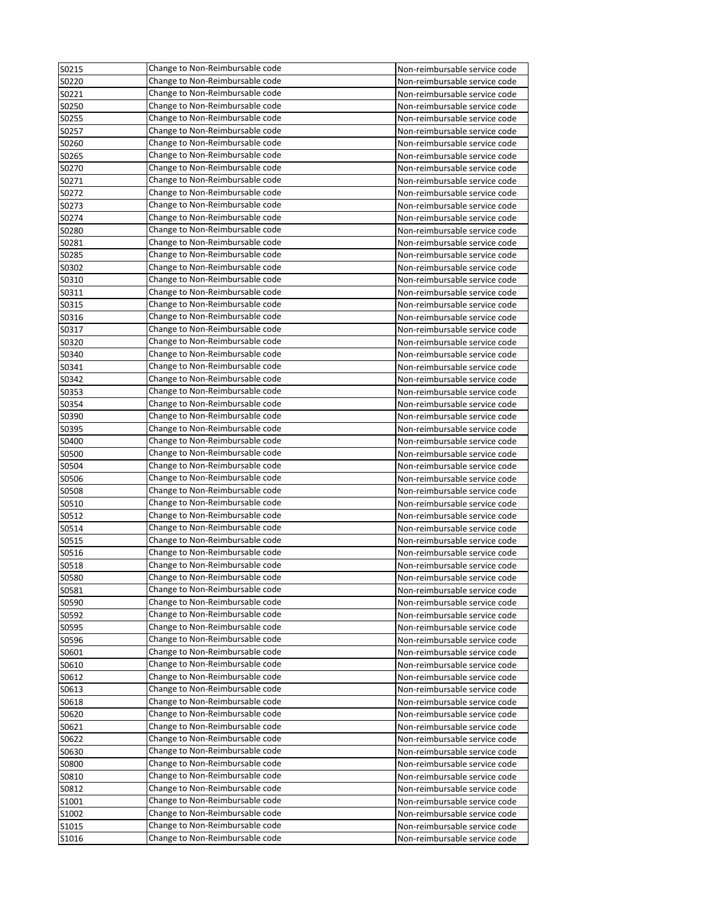| | | |
|---|---|---|
| S0215 | Change to Non-Reimbursable code | Non-reimbursable service code |
| S0220 | Change to Non-Reimbursable code | Non-reimbursable service code |
| S0221 | Change to Non-Reimbursable code | Non-reimbursable service code |
| S0250 | Change to Non-Reimbursable code | Non-reimbursable service code |
| S0255 | Change to Non-Reimbursable code | Non-reimbursable service code |
| S0257 | Change to Non-Reimbursable code | Non-reimbursable service code |
| S0260 | Change to Non-Reimbursable code | Non-reimbursable service code |
| S0265 | Change to Non-Reimbursable code | Non-reimbursable service code |
| S0270 | Change to Non-Reimbursable code | Non-reimbursable service code |
| S0271 | Change to Non-Reimbursable code | Non-reimbursable service code |
| S0272 | Change to Non-Reimbursable code | Non-reimbursable service code |
| S0273 | Change to Non-Reimbursable code | Non-reimbursable service code |
| S0274 | Change to Non-Reimbursable code | Non-reimbursable service code |
| S0280 | Change to Non-Reimbursable code | Non-reimbursable service code |
| S0281 | Change to Non-Reimbursable code | Non-reimbursable service code |
| S0285 | Change to Non-Reimbursable code | Non-reimbursable service code |
| S0302 | Change to Non-Reimbursable code | Non-reimbursable service code |
| S0310 | Change to Non-Reimbursable code | Non-reimbursable service code |
| S0311 | Change to Non-Reimbursable code | Non-reimbursable service code |
| S0315 | Change to Non-Reimbursable code | Non-reimbursable service code |
| S0316 | Change to Non-Reimbursable code | Non-reimbursable service code |
| S0317 | Change to Non-Reimbursable code | Non-reimbursable service code |
| S0320 | Change to Non-Reimbursable code | Non-reimbursable service code |
| S0340 | Change to Non-Reimbursable code | Non-reimbursable service code |
| S0341 | Change to Non-Reimbursable code | Non-reimbursable service code |
| S0342 | Change to Non-Reimbursable code | Non-reimbursable service code |
| S0353 | Change to Non-Reimbursable code | Non-reimbursable service code |
| S0354 | Change to Non-Reimbursable code | Non-reimbursable service code |
| S0390 | Change to Non-Reimbursable code | Non-reimbursable service code |
| S0395 | Change to Non-Reimbursable code | Non-reimbursable service code |
| S0400 | Change to Non-Reimbursable code | Non-reimbursable service code |
| S0500 | Change to Non-Reimbursable code | Non-reimbursable service code |
| S0504 | Change to Non-Reimbursable code | Non-reimbursable service code |
| S0506 | Change to Non-Reimbursable code | Non-reimbursable service code |
| S0508 | Change to Non-Reimbursable code | Non-reimbursable service code |
| S0510 | Change to Non-Reimbursable code | Non-reimbursable service code |
| S0512 | Change to Non-Reimbursable code | Non-reimbursable service code |
| S0514 | Change to Non-Reimbursable code | Non-reimbursable service code |
| S0515 | Change to Non-Reimbursable code | Non-reimbursable service code |
| S0516 | Change to Non-Reimbursable code | Non-reimbursable service code |
| S0518 | Change to Non-Reimbursable code | Non-reimbursable service code |
| S0580 | Change to Non-Reimbursable code | Non-reimbursable service code |
| S0581 | Change to Non-Reimbursable code | Non-reimbursable service code |
| S0590 | Change to Non-Reimbursable code | Non-reimbursable service code |
| S0592 | Change to Non-Reimbursable code | Non-reimbursable service code |
| S0595 | Change to Non-Reimbursable code | Non-reimbursable service code |
| S0596 | Change to Non-Reimbursable code | Non-reimbursable service code |
| S0601 | Change to Non-Reimbursable code | Non-reimbursable service code |
| S0610 | Change to Non-Reimbursable code | Non-reimbursable service code |
| S0612 | Change to Non-Reimbursable code | Non-reimbursable service code |
| S0613 | Change to Non-Reimbursable code | Non-reimbursable service code |
| S0618 | Change to Non-Reimbursable code | Non-reimbursable service code |
| S0620 | Change to Non-Reimbursable code | Non-reimbursable service code |
| S0621 | Change to Non-Reimbursable code | Non-reimbursable service code |
| S0622 | Change to Non-Reimbursable code | Non-reimbursable service code |
| S0630 | Change to Non-Reimbursable code | Non-reimbursable service code |
| S0800 | Change to Non-Reimbursable code | Non-reimbursable service code |
| S0810 | Change to Non-Reimbursable code | Non-reimbursable service code |
| S0812 | Change to Non-Reimbursable code | Non-reimbursable service code |
| S1001 | Change to Non-Reimbursable code | Non-reimbursable service code |
| S1002 | Change to Non-Reimbursable code | Non-reimbursable service code |
| S1015 | Change to Non-Reimbursable code | Non-reimbursable service code |
| S1016 | Change to Non-Reimbursable code | Non-reimbursable service code |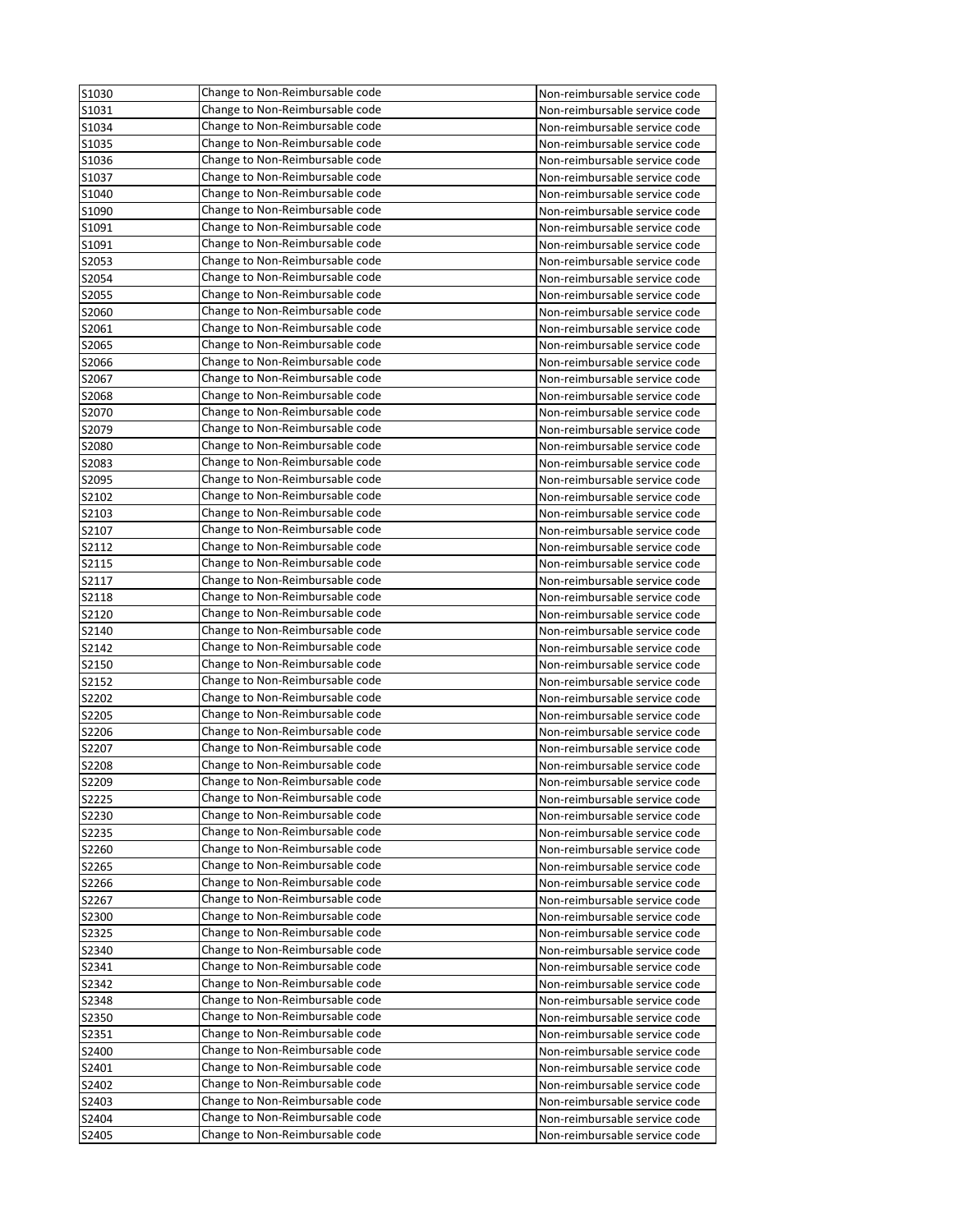| | | |
|---|---|---|
| S1030 | Change to Non-Reimbursable code | Non-reimbursable service code |
| S1031 | Change to Non-Reimbursable code | Non-reimbursable service code |
| S1034 | Change to Non-Reimbursable code | Non-reimbursable service code |
| S1035 | Change to Non-Reimbursable code | Non-reimbursable service code |
| S1036 | Change to Non-Reimbursable code | Non-reimbursable service code |
| S1037 | Change to Non-Reimbursable code | Non-reimbursable service code |
| S1040 | Change to Non-Reimbursable code | Non-reimbursable service code |
| S1090 | Change to Non-Reimbursable code | Non-reimbursable service code |
| S1091 | Change to Non-Reimbursable code | Non-reimbursable service code |
| S1091 | Change to Non-Reimbursable code | Non-reimbursable service code |
| S2053 | Change to Non-Reimbursable code | Non-reimbursable service code |
| S2054 | Change to Non-Reimbursable code | Non-reimbursable service code |
| S2055 | Change to Non-Reimbursable code | Non-reimbursable service code |
| S2060 | Change to Non-Reimbursable code | Non-reimbursable service code |
| S2061 | Change to Non-Reimbursable code | Non-reimbursable service code |
| S2065 | Change to Non-Reimbursable code | Non-reimbursable service code |
| S2066 | Change to Non-Reimbursable code | Non-reimbursable service code |
| S2067 | Change to Non-Reimbursable code | Non-reimbursable service code |
| S2068 | Change to Non-Reimbursable code | Non-reimbursable service code |
| S2070 | Change to Non-Reimbursable code | Non-reimbursable service code |
| S2079 | Change to Non-Reimbursable code | Non-reimbursable service code |
| S2080 | Change to Non-Reimbursable code | Non-reimbursable service code |
| S2083 | Change to Non-Reimbursable code | Non-reimbursable service code |
| S2095 | Change to Non-Reimbursable code | Non-reimbursable service code |
| S2102 | Change to Non-Reimbursable code | Non-reimbursable service code |
| S2103 | Change to Non-Reimbursable code | Non-reimbursable service code |
| S2107 | Change to Non-Reimbursable code | Non-reimbursable service code |
| S2112 | Change to Non-Reimbursable code | Non-reimbursable service code |
| S2115 | Change to Non-Reimbursable code | Non-reimbursable service code |
| S2117 | Change to Non-Reimbursable code | Non-reimbursable service code |
| S2118 | Change to Non-Reimbursable code | Non-reimbursable service code |
| S2120 | Change to Non-Reimbursable code | Non-reimbursable service code |
| S2140 | Change to Non-Reimbursable code | Non-reimbursable service code |
| S2142 | Change to Non-Reimbursable code | Non-reimbursable service code |
| S2150 | Change to Non-Reimbursable code | Non-reimbursable service code |
| S2152 | Change to Non-Reimbursable code | Non-reimbursable service code |
| S2202 | Change to Non-Reimbursable code | Non-reimbursable service code |
| S2205 | Change to Non-Reimbursable code | Non-reimbursable service code |
| S2206 | Change to Non-Reimbursable code | Non-reimbursable service code |
| S2207 | Change to Non-Reimbursable code | Non-reimbursable service code |
| S2208 | Change to Non-Reimbursable code | Non-reimbursable service code |
| S2209 | Change to Non-Reimbursable code | Non-reimbursable service code |
| S2225 | Change to Non-Reimbursable code | Non-reimbursable service code |
| S2230 | Change to Non-Reimbursable code | Non-reimbursable service code |
| S2235 | Change to Non-Reimbursable code | Non-reimbursable service code |
| S2260 | Change to Non-Reimbursable code | Non-reimbursable service code |
| S2265 | Change to Non-Reimbursable code | Non-reimbursable service code |
| S2266 | Change to Non-Reimbursable code | Non-reimbursable service code |
| S2267 | Change to Non-Reimbursable code | Non-reimbursable service code |
| S2300 | Change to Non-Reimbursable code | Non-reimbursable service code |
| S2325 | Change to Non-Reimbursable code | Non-reimbursable service code |
| S2340 | Change to Non-Reimbursable code | Non-reimbursable service code |
| S2341 | Change to Non-Reimbursable code | Non-reimbursable service code |
| S2342 | Change to Non-Reimbursable code | Non-reimbursable service code |
| S2348 | Change to Non-Reimbursable code | Non-reimbursable service code |
| S2350 | Change to Non-Reimbursable code | Non-reimbursable service code |
| S2351 | Change to Non-Reimbursable code | Non-reimbursable service code |
| S2400 | Change to Non-Reimbursable code | Non-reimbursable service code |
| S2401 | Change to Non-Reimbursable code | Non-reimbursable service code |
| S2402 | Change to Non-Reimbursable code | Non-reimbursable service code |
| S2403 | Change to Non-Reimbursable code | Non-reimbursable service code |
| S2404 | Change to Non-Reimbursable code | Non-reimbursable service code |
| S2405 | Change to Non-Reimbursable code | Non-reimbursable service code |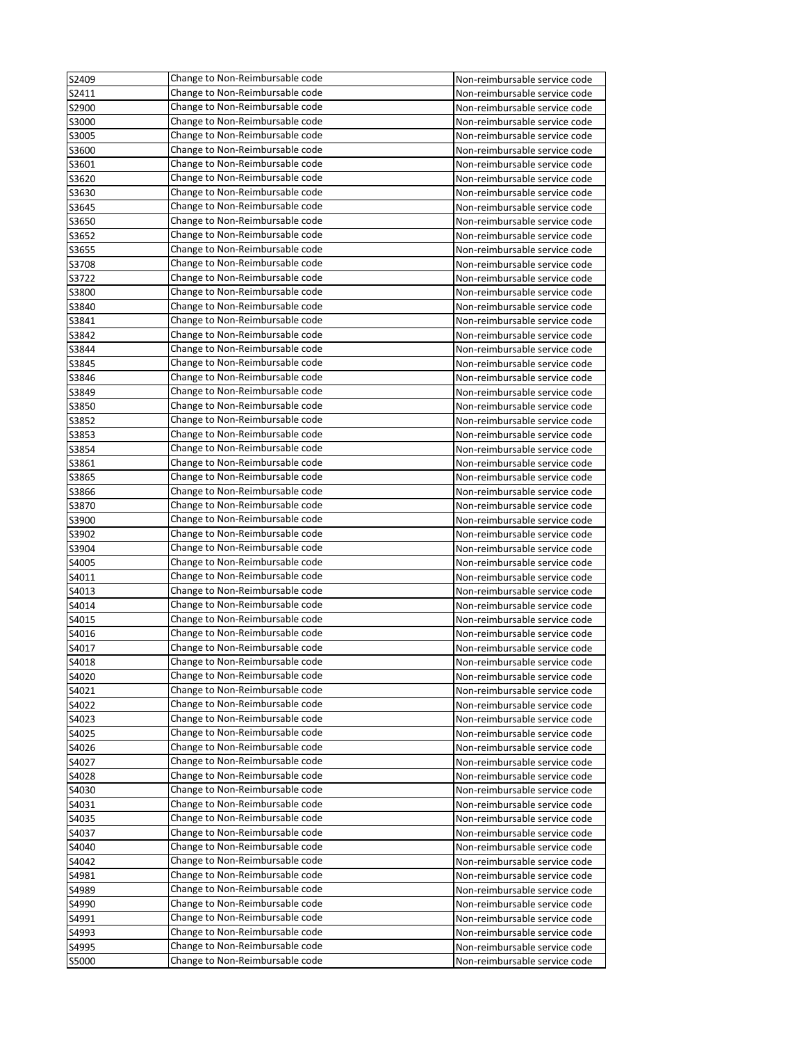| | | |
|---|---|---|
| S2409 | Change to Non-Reimbursable code | Non-reimbursable service code |
| S2411 | Change to Non-Reimbursable code | Non-reimbursable service code |
| S2900 | Change to Non-Reimbursable code | Non-reimbursable service code |
| S3000 | Change to Non-Reimbursable code | Non-reimbursable service code |
| S3005 | Change to Non-Reimbursable code | Non-reimbursable service code |
| S3600 | Change to Non-Reimbursable code | Non-reimbursable service code |
| S3601 | Change to Non-Reimbursable code | Non-reimbursable service code |
| S3620 | Change to Non-Reimbursable code | Non-reimbursable service code |
| S3630 | Change to Non-Reimbursable code | Non-reimbursable service code |
| S3645 | Change to Non-Reimbursable code | Non-reimbursable service code |
| S3650 | Change to Non-Reimbursable code | Non-reimbursable service code |
| S3652 | Change to Non-Reimbursable code | Non-reimbursable service code |
| S3655 | Change to Non-Reimbursable code | Non-reimbursable service code |
| S3708 | Change to Non-Reimbursable code | Non-reimbursable service code |
| S3722 | Change to Non-Reimbursable code | Non-reimbursable service code |
| S3800 | Change to Non-Reimbursable code | Non-reimbursable service code |
| S3840 | Change to Non-Reimbursable code | Non-reimbursable service code |
| S3841 | Change to Non-Reimbursable code | Non-reimbursable service code |
| S3842 | Change to Non-Reimbursable code | Non-reimbursable service code |
| S3844 | Change to Non-Reimbursable code | Non-reimbursable service code |
| S3845 | Change to Non-Reimbursable code | Non-reimbursable service code |
| S3846 | Change to Non-Reimbursable code | Non-reimbursable service code |
| S3849 | Change to Non-Reimbursable code | Non-reimbursable service code |
| S3850 | Change to Non-Reimbursable code | Non-reimbursable service code |
| S3852 | Change to Non-Reimbursable code | Non-reimbursable service code |
| S3853 | Change to Non-Reimbursable code | Non-reimbursable service code |
| S3854 | Change to Non-Reimbursable code | Non-reimbursable service code |
| S3861 | Change to Non-Reimbursable code | Non-reimbursable service code |
| S3865 | Change to Non-Reimbursable code | Non-reimbursable service code |
| S3866 | Change to Non-Reimbursable code | Non-reimbursable service code |
| S3870 | Change to Non-Reimbursable code | Non-reimbursable service code |
| S3900 | Change to Non-Reimbursable code | Non-reimbursable service code |
| S3902 | Change to Non-Reimbursable code | Non-reimbursable service code |
| S3904 | Change to Non-Reimbursable code | Non-reimbursable service code |
| S4005 | Change to Non-Reimbursable code | Non-reimbursable service code |
| S4011 | Change to Non-Reimbursable code | Non-reimbursable service code |
| S4013 | Change to Non-Reimbursable code | Non-reimbursable service code |
| S4014 | Change to Non-Reimbursable code | Non-reimbursable service code |
| S4015 | Change to Non-Reimbursable code | Non-reimbursable service code |
| S4016 | Change to Non-Reimbursable code | Non-reimbursable service code |
| S4017 | Change to Non-Reimbursable code | Non-reimbursable service code |
| S4018 | Change to Non-Reimbursable code | Non-reimbursable service code |
| S4020 | Change to Non-Reimbursable code | Non-reimbursable service code |
| S4021 | Change to Non-Reimbursable code | Non-reimbursable service code |
| S4022 | Change to Non-Reimbursable code | Non-reimbursable service code |
| S4023 | Change to Non-Reimbursable code | Non-reimbursable service code |
| S4025 | Change to Non-Reimbursable code | Non-reimbursable service code |
| S4026 | Change to Non-Reimbursable code | Non-reimbursable service code |
| S4027 | Change to Non-Reimbursable code | Non-reimbursable service code |
| S4028 | Change to Non-Reimbursable code | Non-reimbursable service code |
| S4030 | Change to Non-Reimbursable code | Non-reimbursable service code |
| S4031 | Change to Non-Reimbursable code | Non-reimbursable service code |
| S4035 | Change to Non-Reimbursable code | Non-reimbursable service code |
| S4037 | Change to Non-Reimbursable code | Non-reimbursable service code |
| S4040 | Change to Non-Reimbursable code | Non-reimbursable service code |
| S4042 | Change to Non-Reimbursable code | Non-reimbursable service code |
| S4981 | Change to Non-Reimbursable code | Non-reimbursable service code |
| S4989 | Change to Non-Reimbursable code | Non-reimbursable service code |
| S4990 | Change to Non-Reimbursable code | Non-reimbursable service code |
| S4991 | Change to Non-Reimbursable code | Non-reimbursable service code |
| S4993 | Change to Non-Reimbursable code | Non-reimbursable service code |
| S4995 | Change to Non-Reimbursable code | Non-reimbursable service code |
| S5000 | Change to Non-Reimbursable code | Non-reimbursable service code |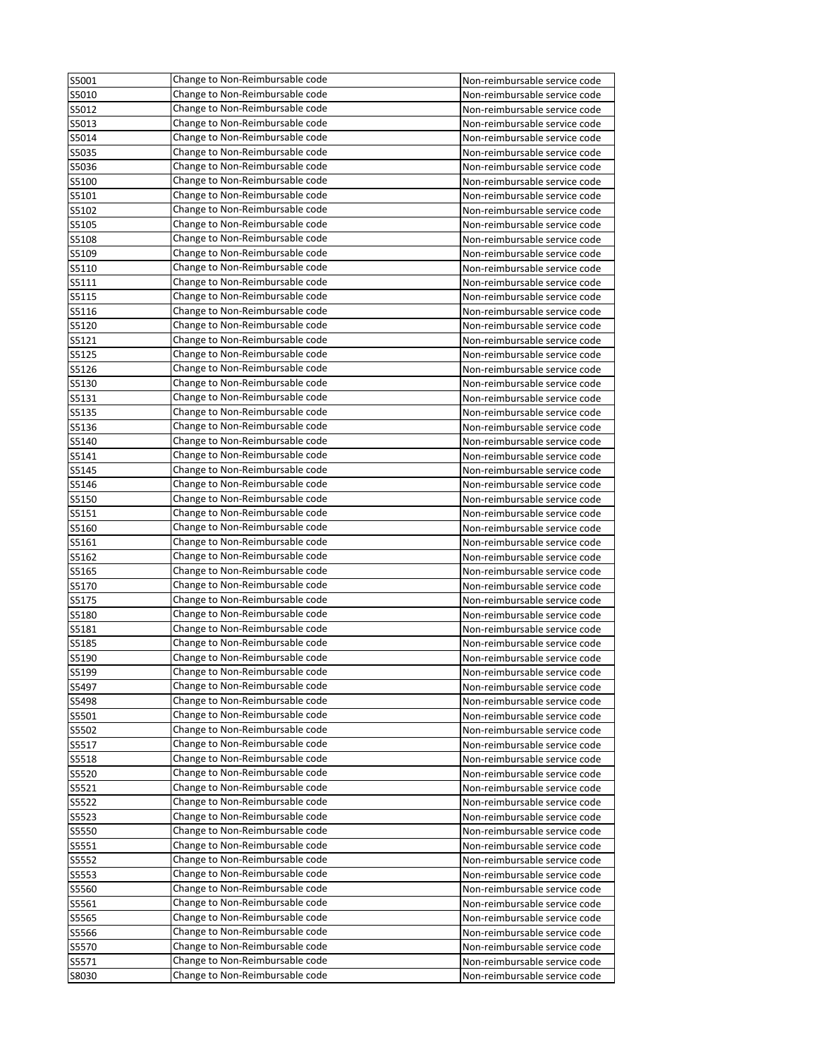| | | |
|---|---|---|
| S5001 | Change to Non-Reimbursable code | Non-reimbursable service code |
| S5010 | Change to Non-Reimbursable code | Non-reimbursable service code |
| S5012 | Change to Non-Reimbursable code | Non-reimbursable service code |
| S5013 | Change to Non-Reimbursable code | Non-reimbursable service code |
| S5014 | Change to Non-Reimbursable code | Non-reimbursable service code |
| S5035 | Change to Non-Reimbursable code | Non-reimbursable service code |
| S5036 | Change to Non-Reimbursable code | Non-reimbursable service code |
| S5100 | Change to Non-Reimbursable code | Non-reimbursable service code |
| S5101 | Change to Non-Reimbursable code | Non-reimbursable service code |
| S5102 | Change to Non-Reimbursable code | Non-reimbursable service code |
| S5105 | Change to Non-Reimbursable code | Non-reimbursable service code |
| S5108 | Change to Non-Reimbursable code | Non-reimbursable service code |
| S5109 | Change to Non-Reimbursable code | Non-reimbursable service code |
| S5110 | Change to Non-Reimbursable code | Non-reimbursable service code |
| S5111 | Change to Non-Reimbursable code | Non-reimbursable service code |
| S5115 | Change to Non-Reimbursable code | Non-reimbursable service code |
| S5116 | Change to Non-Reimbursable code | Non-reimbursable service code |
| S5120 | Change to Non-Reimbursable code | Non-reimbursable service code |
| S5121 | Change to Non-Reimbursable code | Non-reimbursable service code |
| S5125 | Change to Non-Reimbursable code | Non-reimbursable service code |
| S5126 | Change to Non-Reimbursable code | Non-reimbursable service code |
| S5130 | Change to Non-Reimbursable code | Non-reimbursable service code |
| S5131 | Change to Non-Reimbursable code | Non-reimbursable service code |
| S5135 | Change to Non-Reimbursable code | Non-reimbursable service code |
| S5136 | Change to Non-Reimbursable code | Non-reimbursable service code |
| S5140 | Change to Non-Reimbursable code | Non-reimbursable service code |
| S5141 | Change to Non-Reimbursable code | Non-reimbursable service code |
| S5145 | Change to Non-Reimbursable code | Non-reimbursable service code |
| S5146 | Change to Non-Reimbursable code | Non-reimbursable service code |
| S5150 | Change to Non-Reimbursable code | Non-reimbursable service code |
| S5151 | Change to Non-Reimbursable code | Non-reimbursable service code |
| S5160 | Change to Non-Reimbursable code | Non-reimbursable service code |
| S5161 | Change to Non-Reimbursable code | Non-reimbursable service code |
| S5162 | Change to Non-Reimbursable code | Non-reimbursable service code |
| S5165 | Change to Non-Reimbursable code | Non-reimbursable service code |
| S5170 | Change to Non-Reimbursable code | Non-reimbursable service code |
| S5175 | Change to Non-Reimbursable code | Non-reimbursable service code |
| S5180 | Change to Non-Reimbursable code | Non-reimbursable service code |
| S5181 | Change to Non-Reimbursable code | Non-reimbursable service code |
| S5185 | Change to Non-Reimbursable code | Non-reimbursable service code |
| S5190 | Change to Non-Reimbursable code | Non-reimbursable service code |
| S5199 | Change to Non-Reimbursable code | Non-reimbursable service code |
| S5497 | Change to Non-Reimbursable code | Non-reimbursable service code |
| S5498 | Change to Non-Reimbursable code | Non-reimbursable service code |
| S5501 | Change to Non-Reimbursable code | Non-reimbursable service code |
| S5502 | Change to Non-Reimbursable code | Non-reimbursable service code |
| S5517 | Change to Non-Reimbursable code | Non-reimbursable service code |
| S5518 | Change to Non-Reimbursable code | Non-reimbursable service code |
| S5520 | Change to Non-Reimbursable code | Non-reimbursable service code |
| S5521 | Change to Non-Reimbursable code | Non-reimbursable service code |
| S5522 | Change to Non-Reimbursable code | Non-reimbursable service code |
| S5523 | Change to Non-Reimbursable code | Non-reimbursable service code |
| S5550 | Change to Non-Reimbursable code | Non-reimbursable service code |
| S5551 | Change to Non-Reimbursable code | Non-reimbursable service code |
| S5552 | Change to Non-Reimbursable code | Non-reimbursable service code |
| S5553 | Change to Non-Reimbursable code | Non-reimbursable service code |
| S5560 | Change to Non-Reimbursable code | Non-reimbursable service code |
| S5561 | Change to Non-Reimbursable code | Non-reimbursable service code |
| S5565 | Change to Non-Reimbursable code | Non-reimbursable service code |
| S5566 | Change to Non-Reimbursable code | Non-reimbursable service code |
| S5570 | Change to Non-Reimbursable code | Non-reimbursable service code |
| S5571 | Change to Non-Reimbursable code | Non-reimbursable service code |
| S8030 | Change to Non-Reimbursable code | Non-reimbursable service code |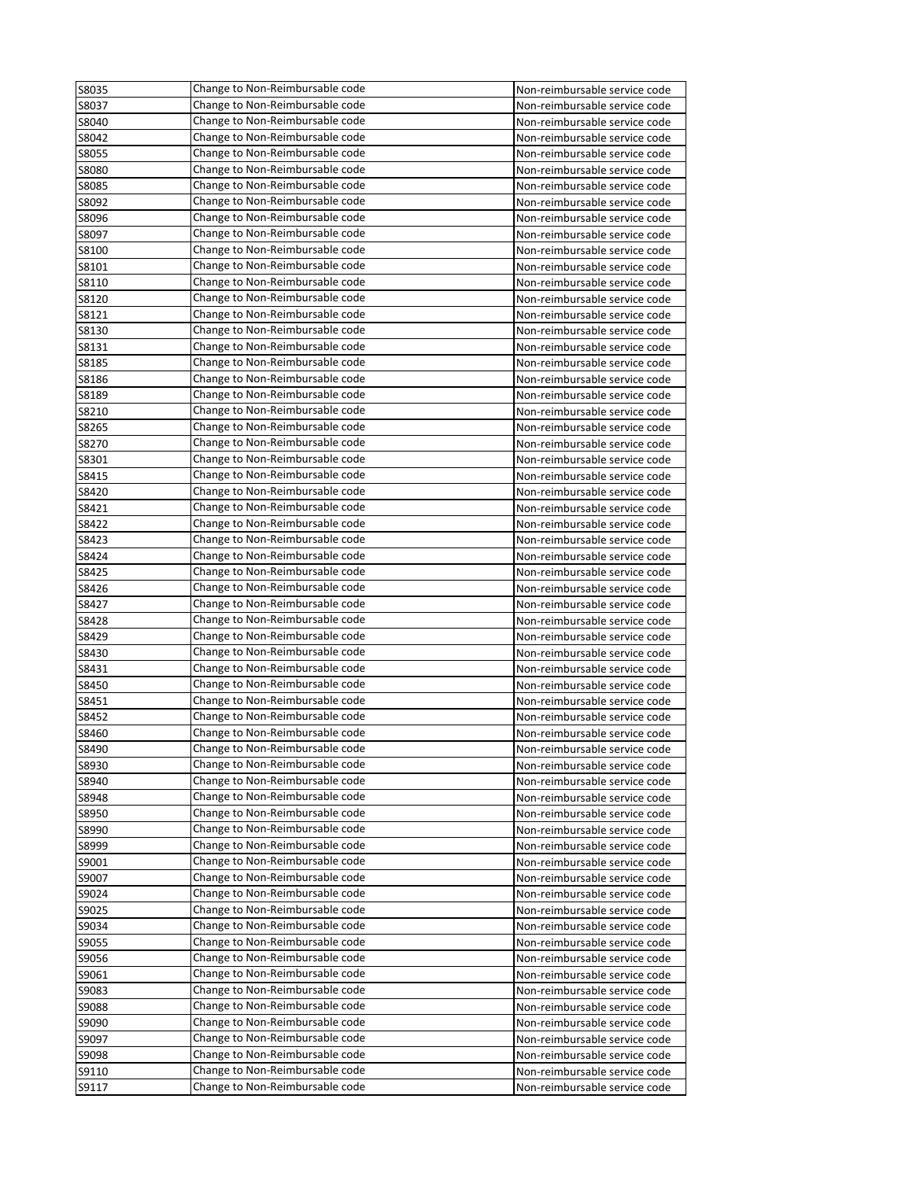| | | |
|---|---|---|
| S8035 | Change to Non-Reimbursable code | Non-reimbursable service code |
| S8037 | Change to Non-Reimbursable code | Non-reimbursable service code |
| S8040 | Change to Non-Reimbursable code | Non-reimbursable service code |
| S8042 | Change to Non-Reimbursable code | Non-reimbursable service code |
| S8055 | Change to Non-Reimbursable code | Non-reimbursable service code |
| S8080 | Change to Non-Reimbursable code | Non-reimbursable service code |
| S8085 | Change to Non-Reimbursable code | Non-reimbursable service code |
| S8092 | Change to Non-Reimbursable code | Non-reimbursable service code |
| S8096 | Change to Non-Reimbursable code | Non-reimbursable service code |
| S8097 | Change to Non-Reimbursable code | Non-reimbursable service code |
| S8100 | Change to Non-Reimbursable code | Non-reimbursable service code |
| S8101 | Change to Non-Reimbursable code | Non-reimbursable service code |
| S8110 | Change to Non-Reimbursable code | Non-reimbursable service code |
| S8120 | Change to Non-Reimbursable code | Non-reimbursable service code |
| S8121 | Change to Non-Reimbursable code | Non-reimbursable service code |
| S8130 | Change to Non-Reimbursable code | Non-reimbursable service code |
| S8131 | Change to Non-Reimbursable code | Non-reimbursable service code |
| S8185 | Change to Non-Reimbursable code | Non-reimbursable service code |
| S8186 | Change to Non-Reimbursable code | Non-reimbursable service code |
| S8189 | Change to Non-Reimbursable code | Non-reimbursable service code |
| S8210 | Change to Non-Reimbursable code | Non-reimbursable service code |
| S8265 | Change to Non-Reimbursable code | Non-reimbursable service code |
| S8270 | Change to Non-Reimbursable code | Non-reimbursable service code |
| S8301 | Change to Non-Reimbursable code | Non-reimbursable service code |
| S8415 | Change to Non-Reimbursable code | Non-reimbursable service code |
| S8420 | Change to Non-Reimbursable code | Non-reimbursable service code |
| S8421 | Change to Non-Reimbursable code | Non-reimbursable service code |
| S8422 | Change to Non-Reimbursable code | Non-reimbursable service code |
| S8423 | Change to Non-Reimbursable code | Non-reimbursable service code |
| S8424 | Change to Non-Reimbursable code | Non-reimbursable service code |
| S8425 | Change to Non-Reimbursable code | Non-reimbursable service code |
| S8426 | Change to Non-Reimbursable code | Non-reimbursable service code |
| S8427 | Change to Non-Reimbursable code | Non-reimbursable service code |
| S8428 | Change to Non-Reimbursable code | Non-reimbursable service code |
| S8429 | Change to Non-Reimbursable code | Non-reimbursable service code |
| S8430 | Change to Non-Reimbursable code | Non-reimbursable service code |
| S8431 | Change to Non-Reimbursable code | Non-reimbursable service code |
| S8450 | Change to Non-Reimbursable code | Non-reimbursable service code |
| S8451 | Change to Non-Reimbursable code | Non-reimbursable service code |
| S8452 | Change to Non-Reimbursable code | Non-reimbursable service code |
| S8460 | Change to Non-Reimbursable code | Non-reimbursable service code |
| S8490 | Change to Non-Reimbursable code | Non-reimbursable service code |
| S8930 | Change to Non-Reimbursable code | Non-reimbursable service code |
| S8940 | Change to Non-Reimbursable code | Non-reimbursable service code |
| S8948 | Change to Non-Reimbursable code | Non-reimbursable service code |
| S8950 | Change to Non-Reimbursable code | Non-reimbursable service code |
| S8990 | Change to Non-Reimbursable code | Non-reimbursable service code |
| S8999 | Change to Non-Reimbursable code | Non-reimbursable service code |
| S9001 | Change to Non-Reimbursable code | Non-reimbursable service code |
| S9007 | Change to Non-Reimbursable code | Non-reimbursable service code |
| S9024 | Change to Non-Reimbursable code | Non-reimbursable service code |
| S9025 | Change to Non-Reimbursable code | Non-reimbursable service code |
| S9034 | Change to Non-Reimbursable code | Non-reimbursable service code |
| S9055 | Change to Non-Reimbursable code | Non-reimbursable service code |
| S9056 | Change to Non-Reimbursable code | Non-reimbursable service code |
| S9061 | Change to Non-Reimbursable code | Non-reimbursable service code |
| S9083 | Change to Non-Reimbursable code | Non-reimbursable service code |
| S9088 | Change to Non-Reimbursable code | Non-reimbursable service code |
| S9090 | Change to Non-Reimbursable code | Non-reimbursable service code |
| S9097 | Change to Non-Reimbursable code | Non-reimbursable service code |
| S9098 | Change to Non-Reimbursable code | Non-reimbursable service code |
| S9110 | Change to Non-Reimbursable code | Non-reimbursable service code |
| S9117 | Change to Non-Reimbursable code | Non-reimbursable service code |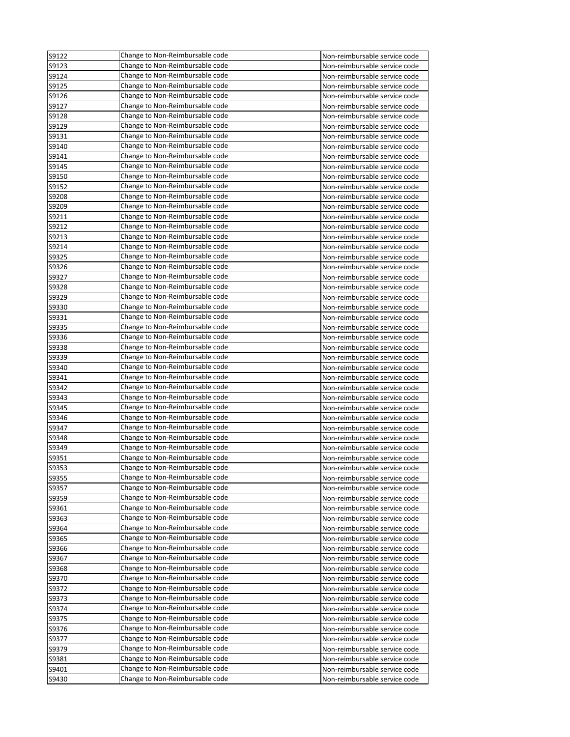| | | |
|---|---|---|
| S9122 | Change to Non-Reimbursable code | Non-reimbursable service code |
| S9123 | Change to Non-Reimbursable code | Non-reimbursable service code |
| S9124 | Change to Non-Reimbursable code | Non-reimbursable service code |
| S9125 | Change to Non-Reimbursable code | Non-reimbursable service code |
| S9126 | Change to Non-Reimbursable code | Non-reimbursable service code |
| S9127 | Change to Non-Reimbursable code | Non-reimbursable service code |
| S9128 | Change to Non-Reimbursable code | Non-reimbursable service code |
| S9129 | Change to Non-Reimbursable code | Non-reimbursable service code |
| S9131 | Change to Non-Reimbursable code | Non-reimbursable service code |
| S9140 | Change to Non-Reimbursable code | Non-reimbursable service code |
| S9141 | Change to Non-Reimbursable code | Non-reimbursable service code |
| S9145 | Change to Non-Reimbursable code | Non-reimbursable service code |
| S9150 | Change to Non-Reimbursable code | Non-reimbursable service code |
| S9152 | Change to Non-Reimbursable code | Non-reimbursable service code |
| S9208 | Change to Non-Reimbursable code | Non-reimbursable service code |
| S9209 | Change to Non-Reimbursable code | Non-reimbursable service code |
| S9211 | Change to Non-Reimbursable code | Non-reimbursable service code |
| S9212 | Change to Non-Reimbursable code | Non-reimbursable service code |
| S9213 | Change to Non-Reimbursable code | Non-reimbursable service code |
| S9214 | Change to Non-Reimbursable code | Non-reimbursable service code |
| S9325 | Change to Non-Reimbursable code | Non-reimbursable service code |
| S9326 | Change to Non-Reimbursable code | Non-reimbursable service code |
| S9327 | Change to Non-Reimbursable code | Non-reimbursable service code |
| S9328 | Change to Non-Reimbursable code | Non-reimbursable service code |
| S9329 | Change to Non-Reimbursable code | Non-reimbursable service code |
| S9330 | Change to Non-Reimbursable code | Non-reimbursable service code |
| S9331 | Change to Non-Reimbursable code | Non-reimbursable service code |
| S9335 | Change to Non-Reimbursable code | Non-reimbursable service code |
| S9336 | Change to Non-Reimbursable code | Non-reimbursable service code |
| S9338 | Change to Non-Reimbursable code | Non-reimbursable service code |
| S9339 | Change to Non-Reimbursable code | Non-reimbursable service code |
| S9340 | Change to Non-Reimbursable code | Non-reimbursable service code |
| S9341 | Change to Non-Reimbursable code | Non-reimbursable service code |
| S9342 | Change to Non-Reimbursable code | Non-reimbursable service code |
| S9343 | Change to Non-Reimbursable code | Non-reimbursable service code |
| S9345 | Change to Non-Reimbursable code | Non-reimbursable service code |
| S9346 | Change to Non-Reimbursable code | Non-reimbursable service code |
| S9347 | Change to Non-Reimbursable code | Non-reimbursable service code |
| S9348 | Change to Non-Reimbursable code | Non-reimbursable service code |
| S9349 | Change to Non-Reimbursable code | Non-reimbursable service code |
| S9351 | Change to Non-Reimbursable code | Non-reimbursable service code |
| S9353 | Change to Non-Reimbursable code | Non-reimbursable service code |
| S9355 | Change to Non-Reimbursable code | Non-reimbursable service code |
| S9357 | Change to Non-Reimbursable code | Non-reimbursable service code |
| S9359 | Change to Non-Reimbursable code | Non-reimbursable service code |
| S9361 | Change to Non-Reimbursable code | Non-reimbursable service code |
| S9363 | Change to Non-Reimbursable code | Non-reimbursable service code |
| S9364 | Change to Non-Reimbursable code | Non-reimbursable service code |
| S9365 | Change to Non-Reimbursable code | Non-reimbursable service code |
| S9366 | Change to Non-Reimbursable code | Non-reimbursable service code |
| S9367 | Change to Non-Reimbursable code | Non-reimbursable service code |
| S9368 | Change to Non-Reimbursable code | Non-reimbursable service code |
| S9370 | Change to Non-Reimbursable code | Non-reimbursable service code |
| S9372 | Change to Non-Reimbursable code | Non-reimbursable service code |
| S9373 | Change to Non-Reimbursable code | Non-reimbursable service code |
| S9374 | Change to Non-Reimbursable code | Non-reimbursable service code |
| S9375 | Change to Non-Reimbursable code | Non-reimbursable service code |
| S9376 | Change to Non-Reimbursable code | Non-reimbursable service code |
| S9377 | Change to Non-Reimbursable code | Non-reimbursable service code |
| S9379 | Change to Non-Reimbursable code | Non-reimbursable service code |
| S9381 | Change to Non-Reimbursable code | Non-reimbursable service code |
| S9401 | Change to Non-Reimbursable code | Non-reimbursable service code |
| S9430 | Change to Non-Reimbursable code | Non-reimbursable service code |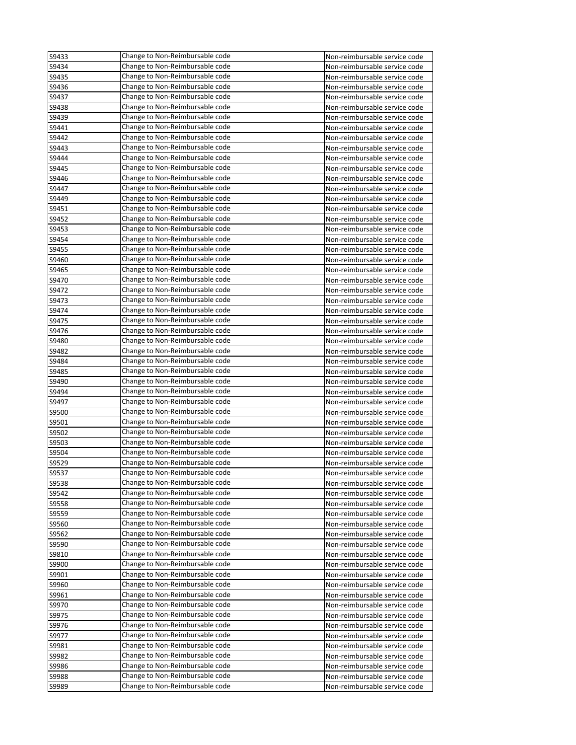| | | |
|---|---|---|
| S9433 | Change to Non-Reimbursable code | Non-reimbursable service code |
| S9434 | Change to Non-Reimbursable code | Non-reimbursable service code |
| S9435 | Change to Non-Reimbursable code | Non-reimbursable service code |
| S9436 | Change to Non-Reimbursable code | Non-reimbursable service code |
| S9437 | Change to Non-Reimbursable code | Non-reimbursable service code |
| S9438 | Change to Non-Reimbursable code | Non-reimbursable service code |
| S9439 | Change to Non-Reimbursable code | Non-reimbursable service code |
| S9441 | Change to Non-Reimbursable code | Non-reimbursable service code |
| S9442 | Change to Non-Reimbursable code | Non-reimbursable service code |
| S9443 | Change to Non-Reimbursable code | Non-reimbursable service code |
| S9444 | Change to Non-Reimbursable code | Non-reimbursable service code |
| S9445 | Change to Non-Reimbursable code | Non-reimbursable service code |
| S9446 | Change to Non-Reimbursable code | Non-reimbursable service code |
| S9447 | Change to Non-Reimbursable code | Non-reimbursable service code |
| S9449 | Change to Non-Reimbursable code | Non-reimbursable service code |
| S9451 | Change to Non-Reimbursable code | Non-reimbursable service code |
| S9452 | Change to Non-Reimbursable code | Non-reimbursable service code |
| S9453 | Change to Non-Reimbursable code | Non-reimbursable service code |
| S9454 | Change to Non-Reimbursable code | Non-reimbursable service code |
| S9455 | Change to Non-Reimbursable code | Non-reimbursable service code |
| S9460 | Change to Non-Reimbursable code | Non-reimbursable service code |
| S9465 | Change to Non-Reimbursable code | Non-reimbursable service code |
| S9470 | Change to Non-Reimbursable code | Non-reimbursable service code |
| S9472 | Change to Non-Reimbursable code | Non-reimbursable service code |
| S9473 | Change to Non-Reimbursable code | Non-reimbursable service code |
| S9474 | Change to Non-Reimbursable code | Non-reimbursable service code |
| S9475 | Change to Non-Reimbursable code | Non-reimbursable service code |
| S9476 | Change to Non-Reimbursable code | Non-reimbursable service code |
| S9480 | Change to Non-Reimbursable code | Non-reimbursable service code |
| S9482 | Change to Non-Reimbursable code | Non-reimbursable service code |
| S9484 | Change to Non-Reimbursable code | Non-reimbursable service code |
| S9485 | Change to Non-Reimbursable code | Non-reimbursable service code |
| S9490 | Change to Non-Reimbursable code | Non-reimbursable service code |
| S9494 | Change to Non-Reimbursable code | Non-reimbursable service code |
| S9497 | Change to Non-Reimbursable code | Non-reimbursable service code |
| S9500 | Change to Non-Reimbursable code | Non-reimbursable service code |
| S9501 | Change to Non-Reimbursable code | Non-reimbursable service code |
| S9502 | Change to Non-Reimbursable code | Non-reimbursable service code |
| S9503 | Change to Non-Reimbursable code | Non-reimbursable service code |
| S9504 | Change to Non-Reimbursable code | Non-reimbursable service code |
| S9529 | Change to Non-Reimbursable code | Non-reimbursable service code |
| S9537 | Change to Non-Reimbursable code | Non-reimbursable service code |
| S9538 | Change to Non-Reimbursable code | Non-reimbursable service code |
| S9542 | Change to Non-Reimbursable code | Non-reimbursable service code |
| S9558 | Change to Non-Reimbursable code | Non-reimbursable service code |
| S9559 | Change to Non-Reimbursable code | Non-reimbursable service code |
| S9560 | Change to Non-Reimbursable code | Non-reimbursable service code |
| S9562 | Change to Non-Reimbursable code | Non-reimbursable service code |
| S9590 | Change to Non-Reimbursable code | Non-reimbursable service code |
| S9810 | Change to Non-Reimbursable code | Non-reimbursable service code |
| S9900 | Change to Non-Reimbursable code | Non-reimbursable service code |
| S9901 | Change to Non-Reimbursable code | Non-reimbursable service code |
| S9960 | Change to Non-Reimbursable code | Non-reimbursable service code |
| S9961 | Change to Non-Reimbursable code | Non-reimbursable service code |
| S9970 | Change to Non-Reimbursable code | Non-reimbursable service code |
| S9975 | Change to Non-Reimbursable code | Non-reimbursable service code |
| S9976 | Change to Non-Reimbursable code | Non-reimbursable service code |
| S9977 | Change to Non-Reimbursable code | Non-reimbursable service code |
| S9981 | Change to Non-Reimbursable code | Non-reimbursable service code |
| S9982 | Change to Non-Reimbursable code | Non-reimbursable service code |
| S9986 | Change to Non-Reimbursable code | Non-reimbursable service code |
| S9988 | Change to Non-Reimbursable code | Non-reimbursable service code |
| S9989 | Change to Non-Reimbursable code | Non-reimbursable service code |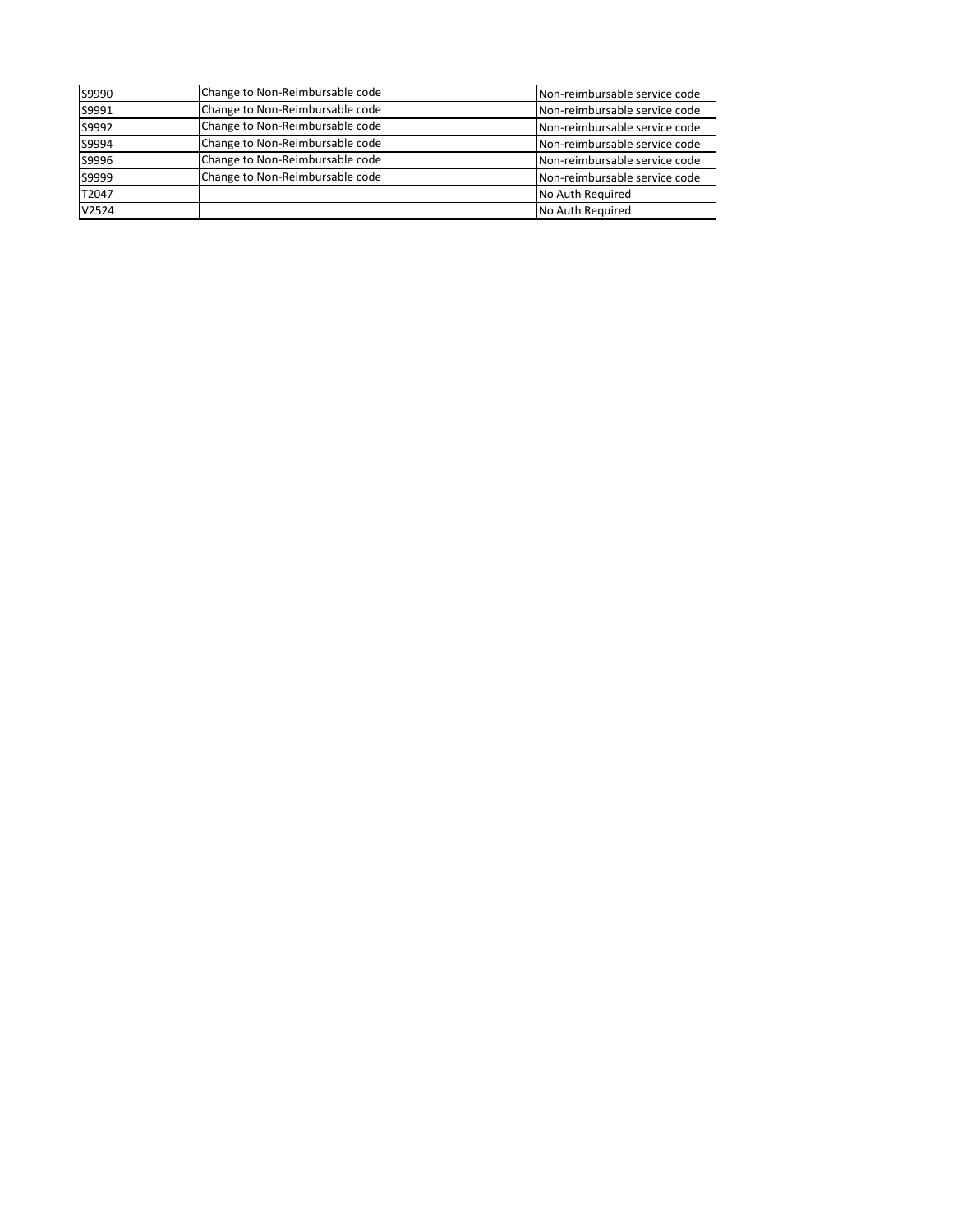| | | |
|---|---|---|
| S9990 | Change to Non-Reimbursable code | Non-reimbursable service code |
| S9991 | Change to Non-Reimbursable code | Non-reimbursable service code |
| S9992 | Change to Non-Reimbursable code | Non-reimbursable service code |
| S9994 | Change to Non-Reimbursable code | Non-reimbursable service code |
| S9996 | Change to Non-Reimbursable code | Non-reimbursable service code |
| S9999 | Change to Non-Reimbursable code | Non-reimbursable service code |
| T2047 | | No Auth Required |
| V2524 | | No Auth Required |